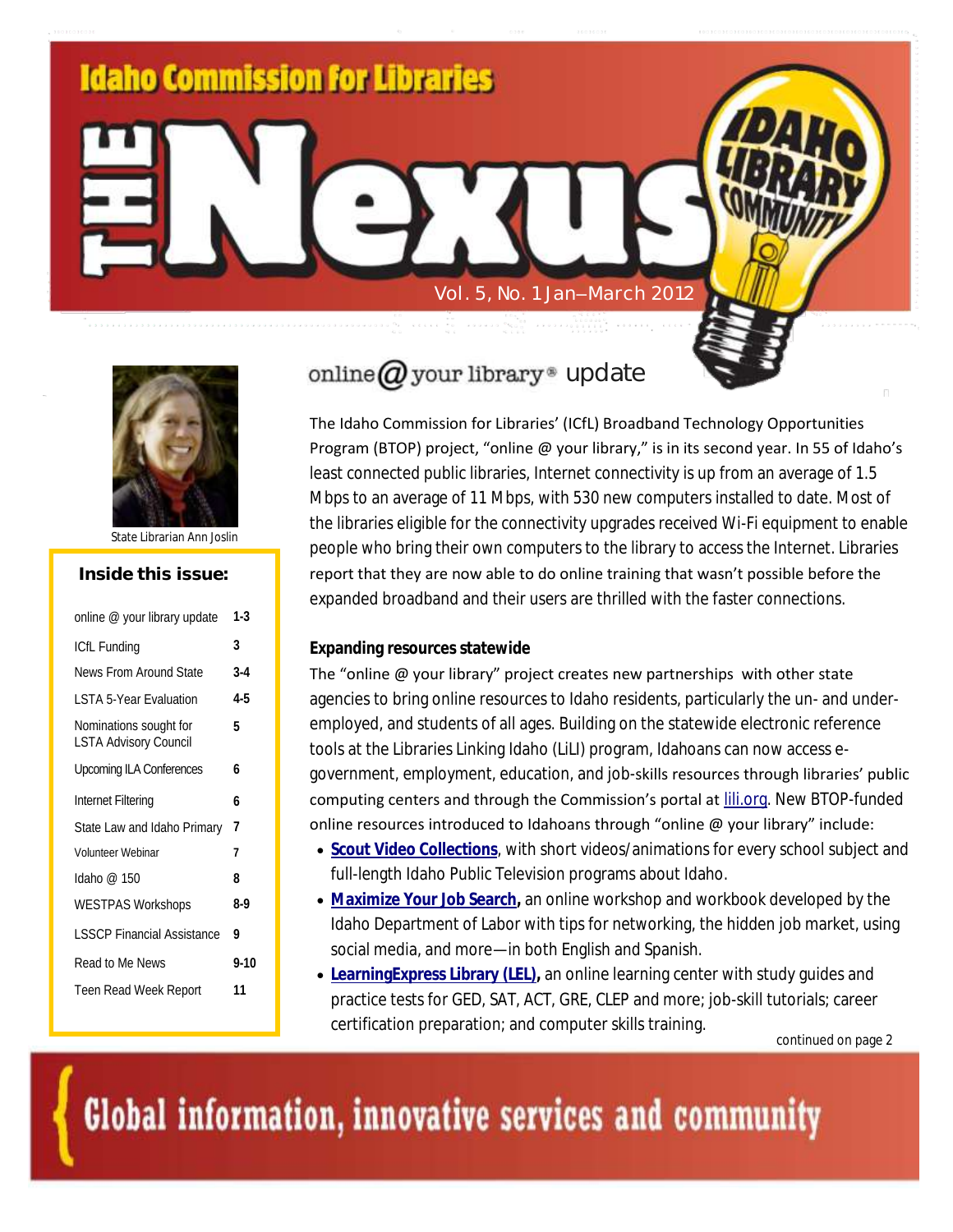# Idaho Commission for Libraries

# THE Nexus

IDAHO LIBRARY COMMUNITY

Vol. 5, No. 1 Jan–March 2012

State Librarian Ann Joslin

**Inside this issue:**

| | |
|---|---|
| online @ your library update | 1-3 |
| ICfL Funding | 3 |
| News From Around State | 3-4 |
| LSTA 5-Year Evaluation | 4-5 |
| Nominations sought for LSTA Advisory Council | 5 |
| Upcoming ILA Conferences | 6 |
| Internet Filtering | 6 |
| State Law and Idaho Primary | 7 |
| Volunteer Webinar | 7 |
| Idaho @ 150 | 8 |
| WESTPAS Workshops | 8-9 |
| LSSCP Financial Assistance | 9 |
| Read to Me News | 9-10 |
| Teen Read Week Report | 11 |

## online @ your library® update

The Idaho Commission for Libraries' (ICfL) Broadband Technology Opportunities Program (BTOP) project, "online @ your library," is in its second year. In 55 of Idaho's least connected public libraries, Internet connectivity is up from an average of 1.5 Mbps to an average of 11 Mbps, with 530 new computers installed to date. Most of the libraries eligible for the connectivity upgrades received Wi-Fi equipment to enable people who bring their own computers to the library to access the Internet. Libraries report that they are now able to do online training that wasn't possible before the expanded broadband and their users are thrilled with the faster connections.

**Expanding resources statewide**

The "online @ your library" project creates new partnerships with other state agencies to bring online resources to Idaho residents, particularly the un- and under-employed, and students of all ages. Building on the statewide electronic reference tools at the Libraries Linking Idaho (LiLI) program, Idahoans can now access e-government, employment, education, and job-skills resources through libraries' public computing centers and through the Commission's portal at lili.org. New BTOP-funded online resources introduced to Idahoans through "online @ your library" include:

- **Scout Video Collections**, with short videos/animations for every school subject and full-length Idaho Public Television programs about Idaho.
- **Maximize Your Job Search,** an online workshop and workbook developed by the Idaho Department of Labor with tips for networking, the hidden job market, using social media, and more—in both English and Spanish.
- **LearningExpress Library (LEL),** an online learning center with study guides and practice tests for GED, SAT, ACT, GRE, CLEP and more; job-skill tutorials; career certification preparation; and computer skills training.

continued on page 2

Global information, innovative services and community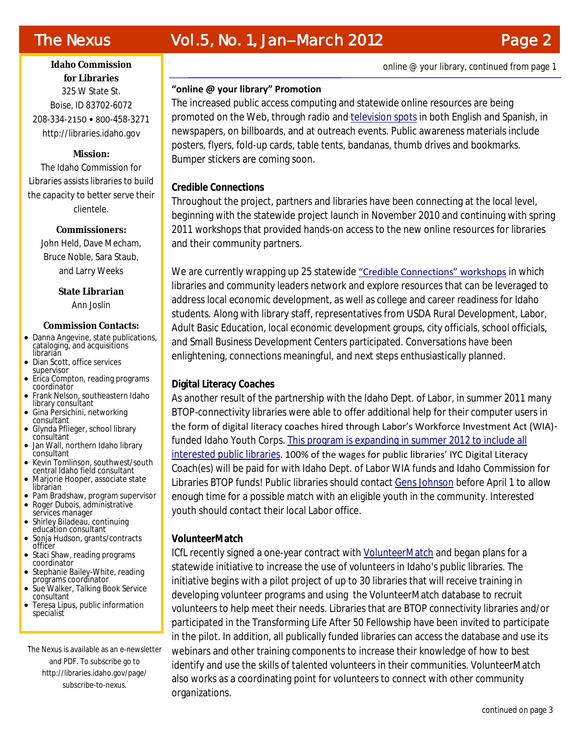**Idaho Commission for Libraries**
325 W State St.
Boise, ID 83702-6072
208-334-2150 • 800-458-3271
http://libraries.idaho.gov

**Mission:**
The Idaho Commission for Libraries assists libraries to build the capacity to better serve their clientele.

**Commissioners:**
John Held, Dave Mecham, Bruce Noble, Sara Staub, and Larry Weeks

**State Librarian**
Ann Joslin

**Commission Contacts:**

- Danna Angevine, state publications, cataloging, and acquisitions librarian
- Dian Scott, office services supervisor
- Erica Compton, reading programs coordinator
- Frank Nelson, southeastern Idaho library consultant
- Gina Persichini, networking consultant
- Glynda Pflieger, school library consultant
- Jan Wall, northern Idaho library consultant
- Kevin Tomlinson, southwest/south central Idaho field consultant
- Marjorie Hooper, associate state librarian
- Pam Bradshaw, program supervisor
- Roger Dubois, administrative services manager
- Shirley Biladeau, continuing education consultant
- Sonja Hudson, grants/contracts officer
- Staci Shaw, reading programs coordinator
- Stephanie Bailey-White, reading programs coordinator
- Sue Walker, Talking Book Service consultant
- Teresa Lipus, public information specialist

The Nexus is available as an e-newsletter and PDF. To subscribe go to http://libraries.idaho.gov/page/subscribe-to-nexus.

online @ your library, continued from page 1

### "online @ your library" Promotion

The increased public access computing and statewide online resources are being promoted on the Web, through radio and television spots in both English and Spanish, in newspapers, on billboards, and at outreach events. Public awareness materials include posters, flyers, fold-up cards, table tents, bandanas, thumb drives and bookmarks. Bumper stickers are coming soon.

### Credible Connections

Throughout the project, partners and libraries have been connecting at the local level, beginning with the statewide project launch in November 2010 and continuing with spring 2011 workshops that provided hands-on access to the new online resources for libraries and their community partners.

We are currently wrapping up 25 statewide "Credible Connections" workshops in which libraries and community leaders network and explore resources that can be leveraged to address local economic development, as well as college and career readiness for Idaho students. Along with library staff, representatives from USDA Rural Development, Labor, Adult Basic Education, local economic development groups, city officials, school officials, and Small Business Development Centers participated. Conversations have been enlightening, connections meaningful, and next steps enthusiastically planned.

### Digital Literacy Coaches

As another result of the partnership with the Idaho Dept. of Labor, in summer 2011 many BTOP-connectivity libraries were able to offer additional help for their computer users in the form of digital literacy coaches hired through Labor's Workforce Investment Act (WIA)-funded Idaho Youth Corps. This program is expanding in summer 2012 to include all interested public libraries. 100% of the wages for public libraries' IYC Digital Literacy Coach(es) will be paid for with Idaho Dept. of Labor WIA funds and Idaho Commission for Libraries BTOP funds! Public libraries should contact Gens Johnson before April 1 to allow enough time for a possible match with an eligible youth in the community. Interested youth should contact their local Labor office.

### VolunteerMatch

ICfL recently signed a one-year contract with VolunteerMatch and began plans for a statewide initiative to increase the use of volunteers in Idaho's public libraries. The initiative begins with a pilot project of up to 30 libraries that will receive training in developing volunteer programs and using the VolunteerMatch database to recruit volunteers to help meet their needs. Libraries that are BTOP connectivity libraries and/or participated in the Transforming Life After 50 Fellowship have been invited to participate in the pilot. In addition, all publically funded libraries can access the database and use its webinars and other training components to increase their knowledge of how to best identify and use the skills of talented volunteers in their communities. VolunteerMatch also works as a coordinating point for volunteers to connect with other community organizations.

continued on page 3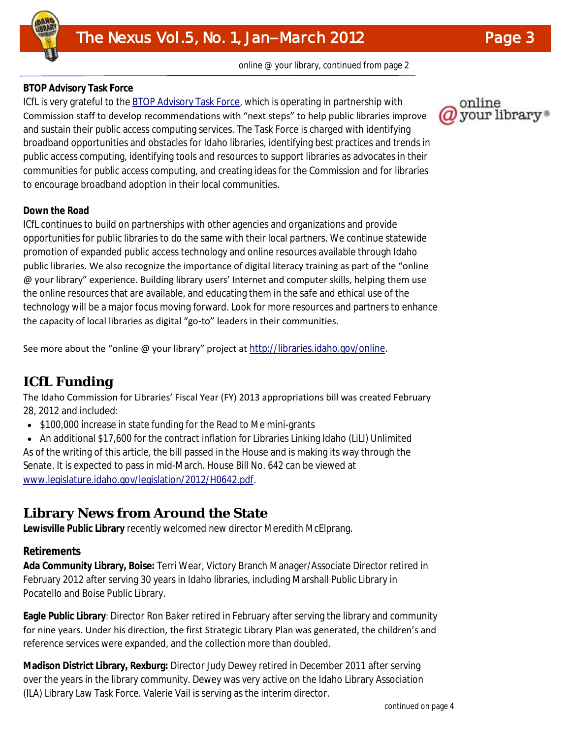online @ your library, continued from page 2

**BTOP Advisory Task Force**

ICfL is very grateful to the [BTOP Advisory Task Force](), which is operating in partnership with Commission staff to develop recommendations with "next steps" to help public libraries improve and sustain their public access computing services. The Task Force is charged with identifying broadband opportunities and obstacles for Idaho libraries, identifying best practices and trends in public access computing, identifying tools and resources to support libraries as advocates in their communities for public access computing, and creating ideas for the Commission and for libraries to encourage broadband adoption in their local communities.

**Down the Road**

ICfL continues to build on partnerships with other agencies and organizations and provide opportunities for public libraries to do the same with their local partners. We continue statewide promotion of expanded public access technology and online resources available through Idaho public libraries. We also recognize the importance of digital literacy training as part of the "online @ your library" experience. Building library users' Internet and computer skills, helping them use the online resources that are available, and educating them in the safe and ethical use of the technology will be a major focus moving forward. Look for more resources and partners to enhance the capacity of local libraries as digital "go-to" leaders in their communities.

See more about the "online @ your library" project at http://libraries.idaho.gov/online.

## ICfL Funding

The Idaho Commission for Libraries' Fiscal Year (FY) 2013 appropriations bill was created February 28, 2012 and included:

- $100,000 increase in state funding for the Read to Me mini-grants
- An additional $17,600 for the contract inflation for Libraries Linking Idaho (LiLI) Unlimited

As of the writing of this article, the bill passed in the House and is making its way through the Senate. It is expected to pass in mid-March. House Bill No. 642 can be viewed at www.legislature.idaho.gov/legislation/2012/H0642.pdf.

## Library News from Around the State

**Lewisville Public Library** recently welcomed new director Meredith McElprang.

### Retirements

**Ada Community Library, Boise:** Terri Wear, Victory Branch Manager/Associate Director retired in February 2012 after serving 30 years in Idaho libraries, including Marshall Public Library in Pocatello and Boise Public Library.

**Eagle Public Library**: Director Ron Baker retired in February after serving the library and community for nine years. Under his direction, the first Strategic Library Plan was generated, the children's and reference services were expanded, and the collection more than doubled.

**Madison District Library, Rexburg:** Director Judy Dewey retired in December 2011 after serving over the years in the library community. Dewey was very active on the Idaho Library Association (ILA) Library Law Task Force. Valerie Vail is serving as the interim director.

continued on page 4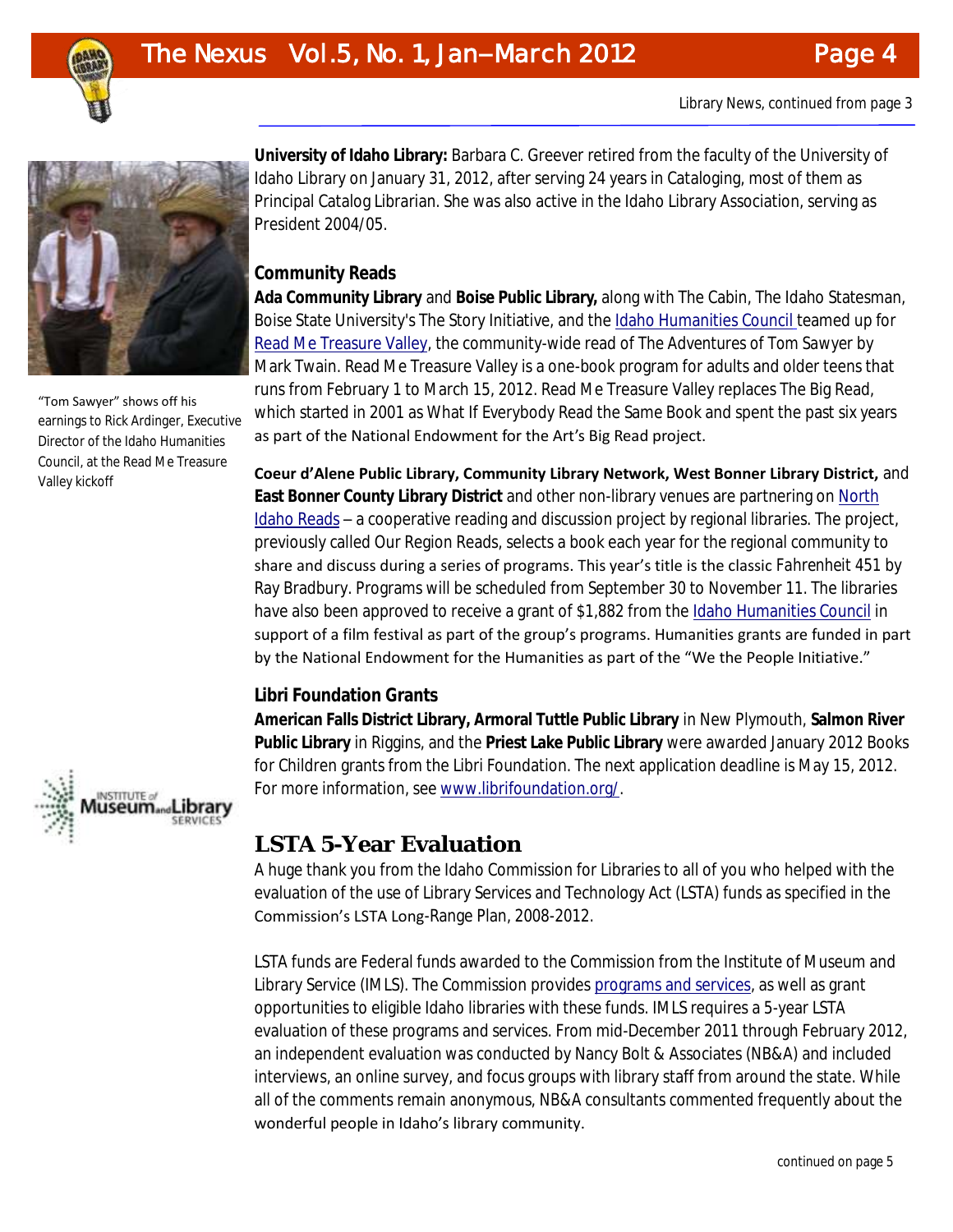Library News, continued from page 3

"Tom Sawyer" shows off his earnings to Rick Ardinger, Executive Director of the Idaho Humanities Council, at the Read Me Treasure Valley kickoff

**University of Idaho Library:** Barbara C. Greever retired from the faculty of the University of Idaho Library on January 31, 2012, after serving 24 years in Cataloging, most of them as Principal Catalog Librarian. She was also active in the Idaho Library Association, serving as President 2004/05.

### Community Reads

**Ada Community Library** and **Boise Public Library,** along with The Cabin, The Idaho Statesman, Boise State University's The Story Initiative, and the Idaho Humanities Council teamed up for Read Me Treasure Valley, the community-wide read of The Adventures of Tom Sawyer by Mark Twain. Read Me Treasure Valley is a one-book program for adults and older teens that runs from February 1 to March 15, 2012. Read Me Treasure Valley replaces The Big Read, which started in 2001 as What If Everybody Read the Same Book and spent the past six years as part of the National Endowment for the Art's Big Read project.

**Coeur d'Alene Public Library, Community Library Network, West Bonner Library District,** and **East Bonner County Library District** and other non-library venues are partnering on North Idaho Reads – a cooperative reading and discussion project by regional libraries. The project, previously called Our Region Reads, selects a book each year for the regional community to share and discuss during a series of programs. This year's title is the classic Fahrenheit 451 by Ray Bradbury. Programs will be scheduled from September 30 to November 11. The libraries have also been approved to receive a grant of $1,882 from the Idaho Humanities Council in support of a film festival as part of the group's programs. Humanities grants are funded in part by the National Endowment for the Humanities as part of the "We the People Initiative."

### Libri Foundation Grants

**American Falls District Library, Armoral Tuttle Public Library** in New Plymouth, **Salmon River Public Library** in Riggins, and the **Priest Lake Public Library** were awarded January 2012 Books for Children grants from the Libri Foundation. The next application deadline is May 15, 2012. For more information, see www.librifoundation.org/.

## LSTA 5-Year Evaluation

A huge thank you from the Idaho Commission for Libraries to all of you who helped with the evaluation of the use of Library Services and Technology Act (LSTA) funds as specified in the Commission's LSTA Long-Range Plan, 2008-2012.

LSTA funds are Federal funds awarded to the Commission from the Institute of Museum and Library Service (IMLS). The Commission provides programs and services, as well as grant opportunities to eligible Idaho libraries with these funds. IMLS requires a 5-year LSTA evaluation of these programs and services. From mid-December 2011 through February 2012, an independent evaluation was conducted by Nancy Bolt & Associates (NB&A) and included interviews, an online survey, and focus groups with library staff from around the state. While all of the comments remain anonymous, NB&A consultants commented frequently about the wonderful people in Idaho's library community.

continued on page 5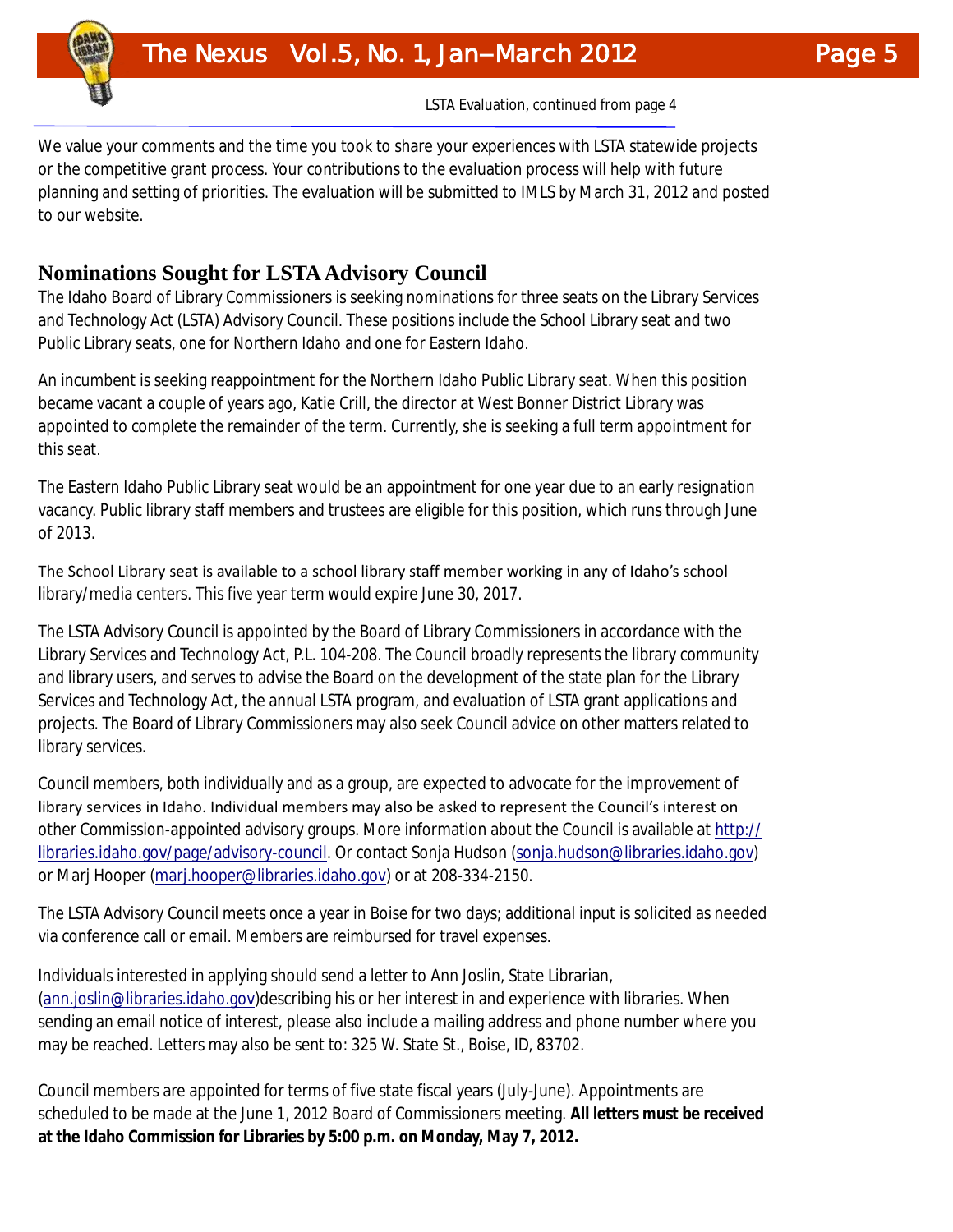LSTA Evaluation, continued from page 4

We value your comments and the time you took to share your experiences with LSTA statewide projects or the competitive grant process. Your contributions to the evaluation process will help with future planning and setting of priorities. The evaluation will be submitted to IMLS by March 31, 2012 and posted to our website.

## Nominations Sought for LSTA Advisory Council

The Idaho Board of Library Commissioners is seeking nominations for three seats on the Library Services and Technology Act (LSTA) Advisory Council. These positions include the School Library seat and two Public Library seats, one for Northern Idaho and one for Eastern Idaho.

An incumbent is seeking reappointment for the Northern Idaho Public Library seat. When this position became vacant a couple of years ago, Katie Crill, the director at West Bonner District Library was appointed to complete the remainder of the term. Currently, she is seeking a full term appointment for this seat.

The Eastern Idaho Public Library seat would be an appointment for one year due to an early resignation vacancy. Public library staff members and trustees are eligible for this position, which runs through June of 2013.

The School Library seat is available to a school library staff member working in any of Idaho's school library/media centers. This five year term would expire June 30, 2017.

The LSTA Advisory Council is appointed by the Board of Library Commissioners in accordance with the Library Services and Technology Act, P.L. 104-208. The Council broadly represents the library community and library users, and serves to advise the Board on the development of the state plan for the Library Services and Technology Act, the annual LSTA program, and evaluation of LSTA grant applications and projects. The Board of Library Commissioners may also seek Council advice on other matters related to library services.

Council members, both individually and as a group, are expected to advocate for the improvement of library services in Idaho. Individual members may also be asked to represent the Council's interest on other Commission-appointed advisory groups. More information about the Council is available at http://libraries.idaho.gov/page/advisory-council. Or contact Sonja Hudson (sonja.hudson@libraries.idaho.gov) or Marj Hooper (marj.hooper@libraries.idaho.gov) or at 208-334-2150.

The LSTA Advisory Council meets once a year in Boise for two days; additional input is solicited as needed via conference call or email. Members are reimbursed for travel expenses.

Individuals interested in applying should send a letter to Ann Joslin, State Librarian, (ann.joslin@libraries.idaho.gov)describing his or her interest in and experience with libraries. When sending an email notice of interest, please also include a mailing address and phone number where you may be reached. Letters may also be sent to: 325 W. State St., Boise, ID, 83702.

Council members are appointed for terms of five state fiscal years (July-June). Appointments are scheduled to be made at the June 1, 2012 Board of Commissioners meeting. **All letters must be received at the Idaho Commission for Libraries by 5:00 p.m. on Monday, May 7, 2012.**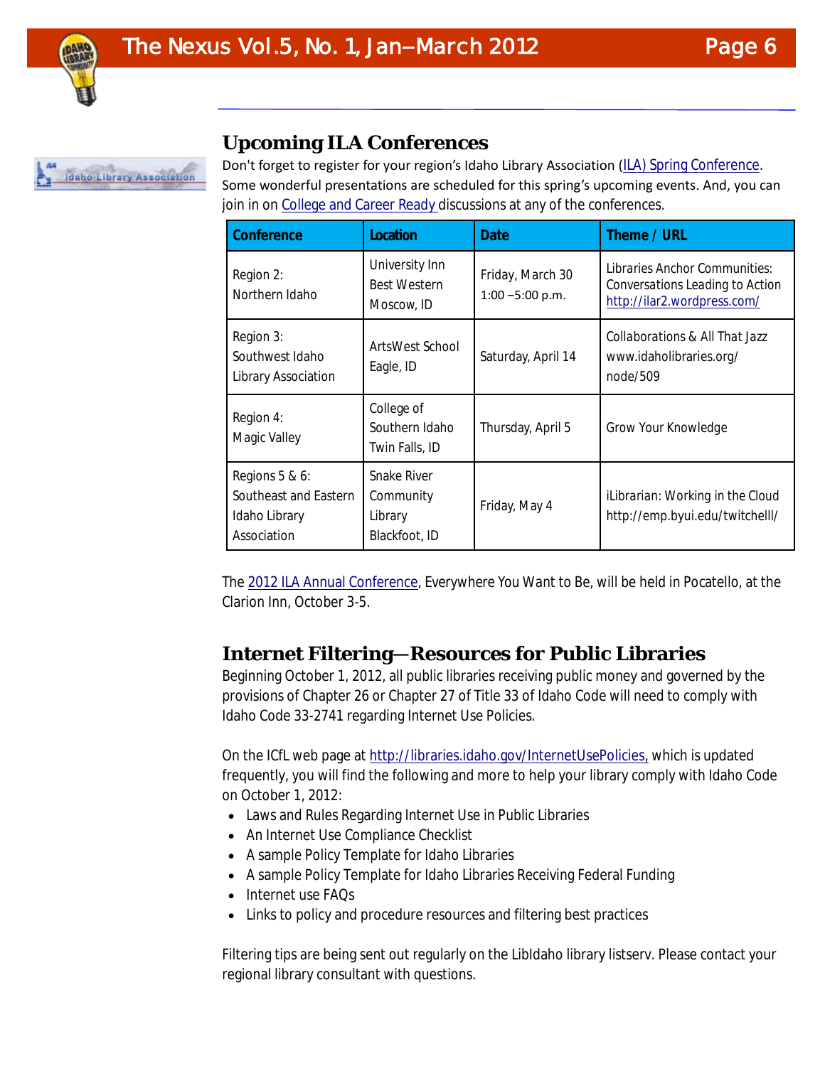## Upcoming ILA Conferences

Don't forget to register for your region's Idaho Library Association (ILA) Spring Conference. Some wonderful presentations are scheduled for this spring's upcoming events. And, you can join in on College and Career Ready discussions at any of the conferences.

| Conference | Location | Date | Theme / URL |
|---|---|---|---|
| Region 2: Northern Idaho | University Inn Best Western Moscow, ID | Friday, March 30 1:00 –5:00 p.m. | Libraries Anchor Communities: Conversations Leading to Action http://ilar2.wordpress.com/ |
| Region 3: Southwest Idaho Library Association | ArtsWest School Eagle, ID | Saturday, April 14 | Collaborations & All That Jazz www.idaholibraries.org/node/509 |
| Region 4: Magic Valley | College of Southern Idaho Twin Falls, ID | Thursday, April 5 | Grow Your Knowledge |
| Regions 5 & 6: Southeast and Eastern Idaho Library Association | Snake River Community Library Blackfoot, ID | Friday, May 4 | iLibrarian: Working in the Cloud http://emp.byui.edu/twitchelll/ |

The 2012 ILA Annual Conference, Everywhere You Want to Be, will be held in Pocatello, at the Clarion Inn, October 3-5.

## Internet Filtering—Resources for Public Libraries

Beginning October 1, 2012, all public libraries receiving public money and governed by the provisions of Chapter 26 or Chapter 27 of Title 33 of Idaho Code will need to comply with Idaho Code 33-2741 regarding Internet Use Policies.

On the ICfL web page at http://libraries.idaho.gov/InternetUsePolicies, which is updated frequently, you will find the following and more to help your library comply with Idaho Code on October 1, 2012:

- Laws and Rules Regarding Internet Use in Public Libraries
- An Internet Use Compliance Checklist
- A sample Policy Template for Idaho Libraries
- A sample Policy Template for Idaho Libraries Receiving Federal Funding
- Internet use FAQs
- Links to policy and procedure resources and filtering best practices

Filtering tips are being sent out regularly on the LibIdaho library listserv. Please contact your regional library consultant with questions.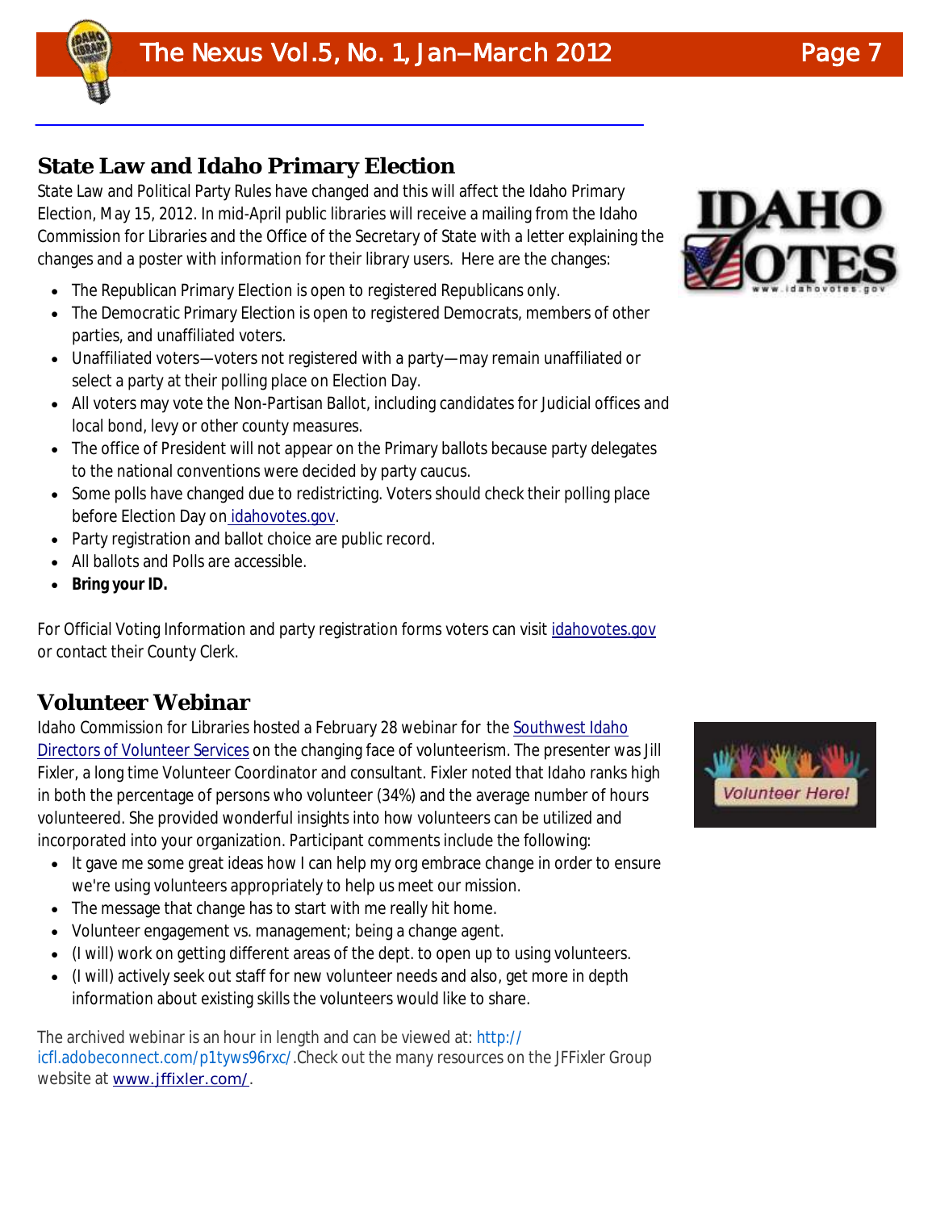## State Law and Idaho Primary Election

State Law and Political Party Rules have changed and this will affect the Idaho Primary Election, May 15, 2012. In mid-April public libraries will receive a mailing from the Idaho Commission for Libraries and the Office of the Secretary of State with a letter explaining the changes and a poster with information for their library users. Here are the changes:

- The Republican Primary Election is open to registered Republicans only.
- The Democratic Primary Election is open to registered Democrats, members of other parties, and unaffiliated voters.
- Unaffiliated voters—voters not registered with a party—may remain unaffiliated or select a party at their polling place on Election Day.
- All voters may vote the Non-Partisan Ballot, including candidates for Judicial offices and local bond, levy or other county measures.
- The office of President will not appear on the Primary ballots because party delegates to the national conventions were decided by party caucus.
- Some polls have changed due to redistricting. Voters should check their polling place before Election Day on idahovotes.gov.
- Party registration and ballot choice are public record.
- All ballots and Polls are accessible.
- **Bring your ID.**

For Official Voting Information and party registration forms voters can visit idahovotes.gov or contact their County Clerk.

## Volunteer Webinar

Idaho Commission for Libraries hosted a February 28 webinar for the Southwest Idaho Directors of Volunteer Services on the changing face of volunteerism. The presenter was Jill Fixler, a long time Volunteer Coordinator and consultant. Fixler noted that Idaho ranks high in both the percentage of persons who volunteer (34%) and the average number of hours volunteered. She provided wonderful insights into how volunteers can be utilized and incorporated into your organization. Participant comments include the following:

- It gave me some great ideas how I can help my org embrace change in order to ensure we're using volunteers appropriately to help us meet our mission.
- The message that change has to start with me really hit home.
- Volunteer engagement vs. management; being a change agent.
- (I will) work on getting different areas of the dept. to open up to using volunteers.
- (I will) actively seek out staff for new volunteer needs and also, get more in depth information about existing skills the volunteers would like to share.

The archived webinar is an hour in length and can be viewed at: http://icfl.adobeconnect.com/p1tyws96rxc/.Check out the many resources on the JFFixler Group website at www.jffixler.com/.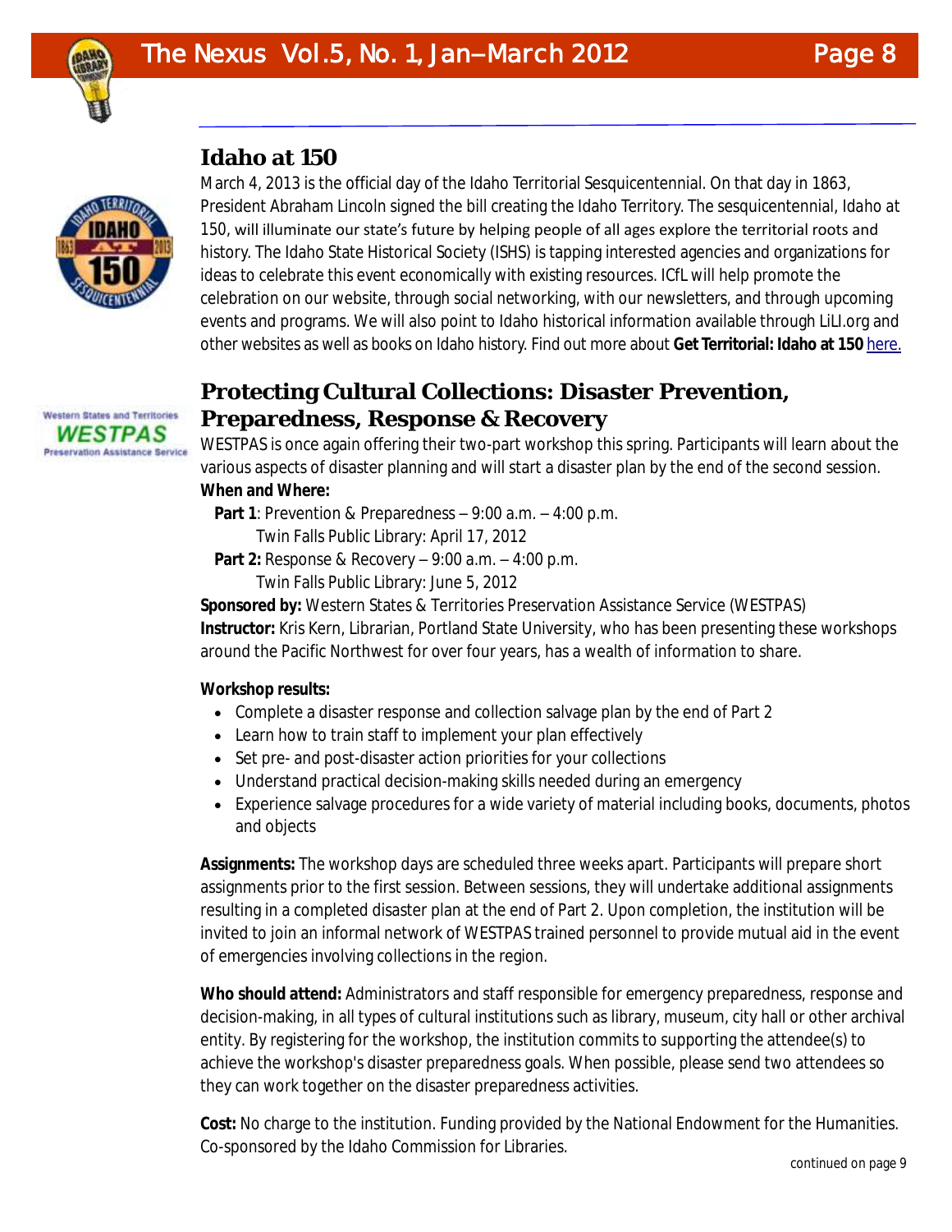## Idaho at 150

March 4, 2013 is the official day of the Idaho Territorial Sesquicentennial. On that day in 1863, President Abraham Lincoln signed the bill creating the Idaho Territory. The sesquicentennial, Idaho at 150, will illuminate our state's future by helping people of all ages explore the territorial roots and history. The Idaho State Historical Society (ISHS) is tapping interested agencies and organizations for ideas to celebrate this event economically with existing resources. ICfL will help promote the celebration on our website, through social networking, with our newsletters, and through upcoming events and programs. We will also point to Idaho historical information available through LiLI.org and other websites as well as books on Idaho history. Find out more about **Get Territorial: Idaho at 150** here.

## Protecting Cultural Collections: Disaster Prevention, Preparedness, Response & Recovery

WESTPAS is once again offering their two-part workshop this spring. Participants will learn about the various aspects of disaster planning and will start a disaster plan by the end of the second session.

**When and Where:**

**Part 1**: Prevention & Preparedness – 9:00 a.m. – 4:00 p.m.
Twin Falls Public Library: April 17, 2012

**Part 2:** Response & Recovery – 9:00 a.m. – 4:00 p.m.
Twin Falls Public Library: June 5, 2012

**Sponsored by:** Western States & Territories Preservation Assistance Service (WESTPAS)

**Instructor:** Kris Kern, Librarian, Portland State University, who has been presenting these workshops around the Pacific Northwest for over four years, has a wealth of information to share.

**Workshop results:**

- Complete a disaster response and collection salvage plan by the end of Part 2
- Learn how to train staff to implement your plan effectively
- Set pre- and post-disaster action priorities for your collections
- Understand practical decision-making skills needed during an emergency
- Experience salvage procedures for a wide variety of material including books, documents, photos and objects

**Assignments:** The workshop days are scheduled three weeks apart. Participants will prepare short assignments prior to the first session. Between sessions, they will undertake additional assignments resulting in a completed disaster plan at the end of Part 2. Upon completion, the institution will be invited to join an informal network of WESTPAS trained personnel to provide mutual aid in the event of emergencies involving collections in the region.

**Who should attend:** Administrators and staff responsible for emergency preparedness, response and decision-making, in all types of cultural institutions such as library, museum, city hall or other archival entity. By registering for the workshop, the institution commits to supporting the attendee(s) to achieve the workshop's disaster preparedness goals. When possible, please send two attendees so they can work together on the disaster preparedness activities.

**Cost:** No charge to the institution. Funding provided by the National Endowment for the Humanities. Co-sponsored by the Idaho Commission for Libraries.

continued on page 9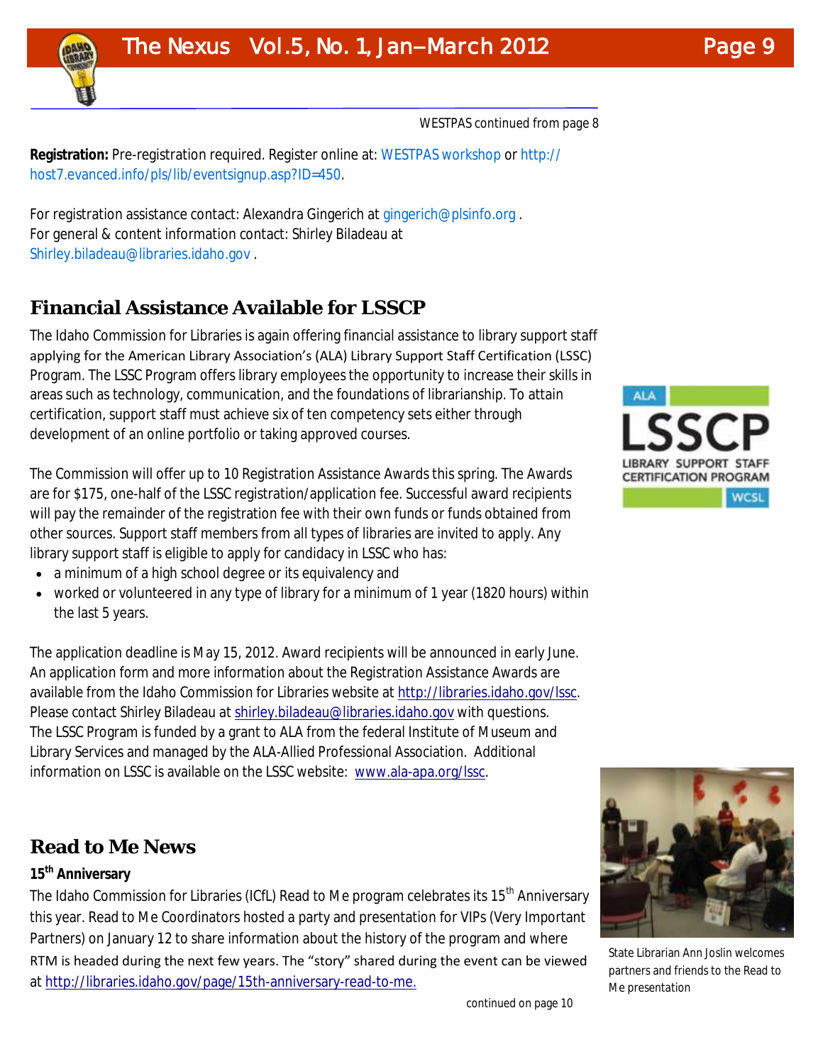WESTPAS continued from page 8

**Registration:** Pre-registration required. Register online at: WESTPAS workshop or http://host7.evanced.info/pls/lib/eventsignup.asp?ID=450.

For registration assistance contact: Alexandra Gingerich at gingerich@plsinfo.org .
For general & content information contact: Shirley Biladeau at Shirley.biladeau@libraries.idaho.gov .

## Financial Assistance Available for LSSCP

The Idaho Commission for Libraries is again offering financial assistance to library support staff applying for the American Library Association's (ALA) Library Support Staff Certification (LSSC) Program. The LSSC Program offers library employees the opportunity to increase their skills in areas such as technology, communication, and the foundations of librarianship. To attain certification, support staff must achieve six of ten competency sets either through development of an online portfolio or taking approved courses.

The Commission will offer up to 10 Registration Assistance Awards this spring. The Awards are for $175, one-half of the LSSC registration/application fee. Successful award recipients will pay the remainder of the registration fee with their own funds or funds obtained from other sources. Support staff members from all types of libraries are invited to apply. Any library support staff is eligible to apply for candidacy in LSSC who has:

- a minimum of a high school degree or its equivalency and
- worked or volunteered in any type of library for a minimum of 1 year (1820 hours) within the last 5 years.

The application deadline is May 15, 2012. Award recipients will be announced in early June. An application form and more information about the Registration Assistance Awards are available from the Idaho Commission for Libraries website at http://libraries.idaho.gov/lssc. Please contact Shirley Biladeau at shirley.biladeau@libraries.idaho.gov with questions. The LSSC Program is funded by a grant to ALA from the federal Institute of Museum and Library Services and managed by the ALA-Allied Professional Association. Additional information on LSSC is available on the LSSC website: www.ala-apa.org/lssc.

## Read to Me News

### 15th Anniversary

The Idaho Commission for Libraries (ICfL) Read to Me program celebrates its 15th Anniversary this year. Read to Me Coordinators hosted a party and presentation for VIPs (Very Important Partners) on January 12 to share information about the history of the program and where RTM is headed during the next few years. The "story" shared during the event can be viewed at http://libraries.idaho.gov/page/15th-anniversary-read-to-me.

State Librarian Ann Joslin welcomes partners and friends to the Read to Me presentation

continued on page 10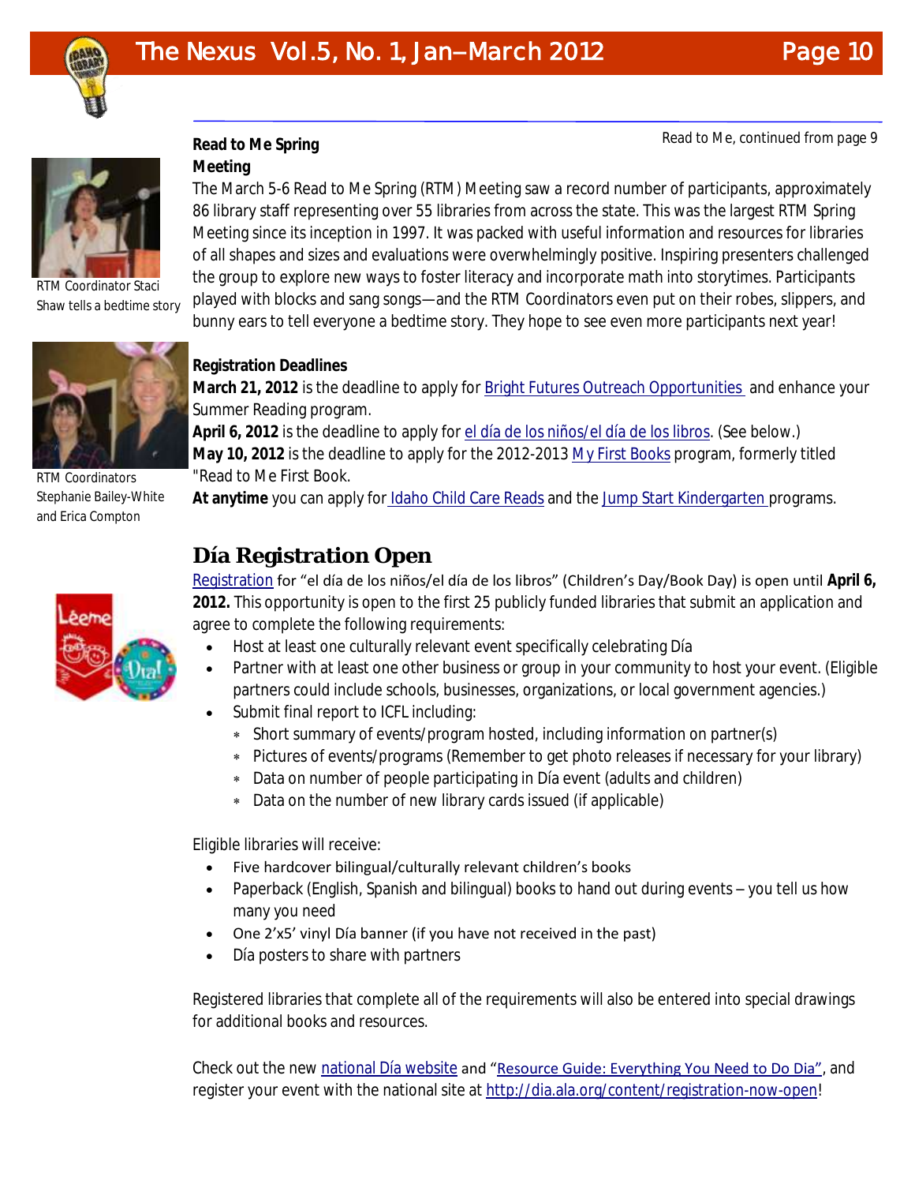Read to Me, continued from page 9

### Read to Me Spring Meeting

The March 5-6 Read to Me Spring (RTM) Meeting saw a record number of participants, approximately 86 library staff representing over 55 libraries from across the state. This was the largest RTM Spring Meeting since its inception in 1997. It was packed with useful information and resources for libraries of all shapes and sizes and evaluations were overwhelmingly positive. Inspiring presenters challenged the group to explore new ways to foster literacy and incorporate math into storytimes. Participants played with blocks and sang songs—and the RTM Coordinators even put on their robes, slippers, and bunny ears to tell everyone a bedtime story. They hope to see even more participants next year!

RTM Coordinator Staci Shaw tells a bedtime story

RTM Coordinators Stephanie Bailey-White and Erica Compton

### Registration Deadlines

**March 21, 2012** is the deadline to apply for Bright Futures Outreach Opportunities and enhance your Summer Reading program.

**April 6, 2012** is the deadline to apply for el día de los niños/el día de los libros. (See below.)

**May 10, 2012** is the deadline to apply for the 2012-2013 My First Books program, formerly titled "Read to Me First Book.

**At anytime** you can apply for Idaho Child Care Reads and the Jump Start Kindergarten programs.

## Día Registration Open

Registration for "el día de los niños/el día de los libros" (Children's Day/Book Day) is open until **April 6, 2012.** This opportunity is open to the first 25 publicly funded libraries that submit an application and agree to complete the following requirements:

- Host at least one culturally relevant event specifically celebrating Día
- Partner with at least one other business or group in your community to host your event. (Eligible partners could include schools, businesses, organizations, or local government agencies.)
- Submit final report to ICFL including:
  - Short summary of events/program hosted, including information on partner(s)
  - Pictures of events/programs (Remember to get photo releases if necessary for your library)
  - Data on number of people participating in Día event (adults and children)
  - Data on the number of new library cards issued (if applicable)

Eligible libraries will receive:

- Five hardcover bilingual/culturally relevant children's books
- Paperback (English, Spanish and bilingual) books to hand out during events – you tell us how many you need
- One 2'x5' vinyl Día banner (if you have not received in the past)
- Día posters to share with partners

Registered libraries that complete all of the requirements will also be entered into special drawings for additional books and resources.

Check out the new national Día website and "Resource Guide: Everything You Need to Do Dia", and register your event with the national site at http://dia.ala.org/content/registration-now-open!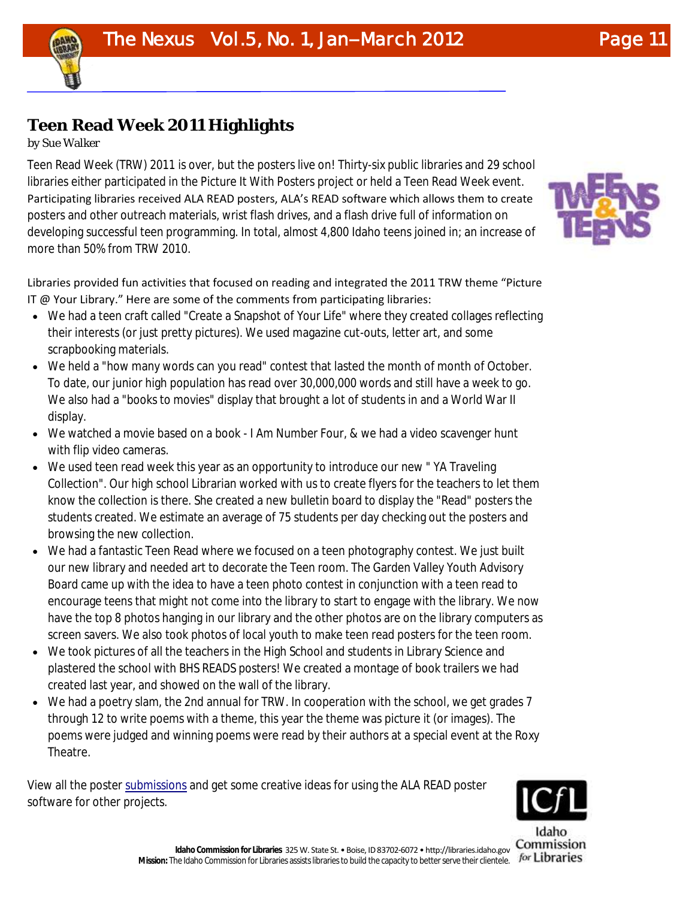## Teen Read Week 2011 Highlights

*by Sue Walker*

Teen Read Week (TRW) 2011 is over, but the posters live on! Thirty-six public libraries and 29 school libraries either participated in the Picture It With Posters project or held a Teen Read Week event. Participating libraries received ALA READ posters, ALA's READ software which allows them to create posters and other outreach materials, wrist flash drives, and a flash drive full of information on developing successful teen programming. In total, almost 4,800 Idaho teens joined in; an increase of more than 50% from TRW 2010.

Libraries provided fun activities that focused on reading and integrated the 2011 TRW theme "Picture IT @ Your Library." Here are some of the comments from participating libraries:

- We had a teen craft called "Create a Snapshot of Your Life" where they created collages reflecting their interests (or just pretty pictures). We used magazine cut-outs, letter art, and some scrapbooking materials.
- We held a "how many words can you read" contest that lasted the month of month of October. To date, our junior high population has read over 30,000,000 words and still have a week to go. We also had a "books to movies" display that brought a lot of students in and a World War II display.
- We watched a movie based on a book - I Am Number Four, & we had a video scavenger hunt with flip video cameras.
- We used teen read week this year as an opportunity to introduce our new " YA Traveling Collection". Our high school Librarian worked with us to create flyers for the teachers to let them know the collection is there. She created a new bulletin board to display the "Read" posters the students created. We estimate an average of 75 students per day checking out the posters and browsing the new collection.
- We had a fantastic Teen Read where we focused on a teen photography contest. We just built our new library and needed art to decorate the Teen room. The Garden Valley Youth Advisory Board came up with the idea to have a teen photo contest in conjunction with a teen read to encourage teens that might not come into the library to start to engage with the library. We now have the top 8 photos hanging in our library and the other photos are on the library computers as screen savers. We also took photos of local youth to make teen read posters for the teen room.
- We took pictures of all the teachers in the High School and students in Library Science and plastered the school with BHS READS posters! We created a montage of book trailers we had created last year, and showed on the wall of the library.
- We had a poetry slam, the 2nd annual for TRW. In cooperation with the school, we get grades 7 through 12 to write poems with a theme, this year the theme was picture it (or images). The poems were judged and winning poems were read by their authors at a special event at the Roxy Theatre.

View all the poster submissions and get some creative ideas for using the ALA READ poster software for other projects.

**Idaho Commission for Libraries** 325 W. State St. • Boise, ID 83702-6072 • http://libraries.idaho.gov
**Mission:** The Idaho Commission for Libraries assists libraries to build the capacity to better serve their clientele.